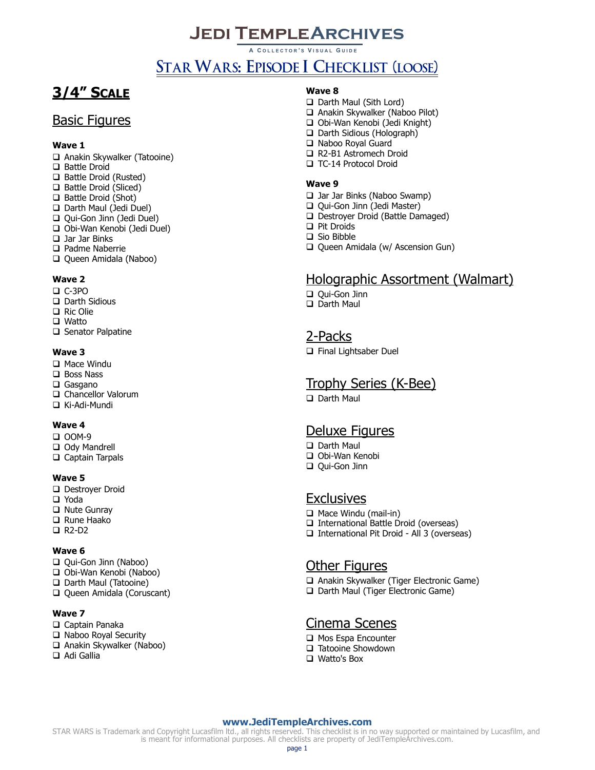# Jedi Temple Archives

A Collector's Visual Guide

## Star Wars: Episode I Checklist (loose)

## 3/4" Scale

### Basic Figures

**Wave 1**

- ❑ Anakin Skywalker (Tatooine)
- ❑ Battle Droid
- ❑ Battle Droid (Rusted)
- ❑ Battle Droid (Sliced)
- ❑ Battle Droid (Shot)
- ❑ Darth Maul (Jedi Duel)
- ❑ Qui-Gon Jinn (Jedi Duel)
- ❑ Obi-Wan Kenobi (Jedi Duel)
- ❑ Jar Jar Binks
- ❑ Padme Naberrie
- ❑ Queen Amidala (Naboo)

**Wave 2**

- ❑ C-3PO
- ❑ Darth Sidious
- ❑ Ric Olie
- ❑ Watto
- ❑ Senator Palpatine

**Wave 3**

- ❑ Mace Windu
- ❑ Boss Nass
- ❑ Gasgano
- ❑ Chancellor Valorum
- ❑ Ki-Adi-Mundi

**Wave 4**

- ❑ OOM-9
- ❑ Ody Mandrell
- ❑ Captain Tarpals

**Wave 5**

- ❑ Destroyer Droid
- ❑ Yoda
- ❑ Nute Gunray
- ❑ Rune Haako
- ❑ R2-D2

**Wave 6**

- ❑ Qui-Gon Jinn (Naboo)
- ❑ Obi-Wan Kenobi (Naboo)
- ❑ Darth Maul (Tatooine)
- ❑ Queen Amidala (Coruscant)

**Wave 7**

- ❑ Captain Panaka
- ❑ Naboo Royal Security
- ❑ Anakin Skywalker (Naboo)
- ❑ Adi Gallia

**Wave 8**

- ❑ Darth Maul (Sith Lord)
- ❑ Anakin Skywalker (Naboo Pilot)
- ❑ Obi-Wan Kenobi (Jedi Knight)
- ❑ Darth Sidious (Holograph)
- ❑ Naboo Royal Guard
- ❑ R2-B1 Astromech Droid
- ❑ TC-14 Protocol Droid

**Wave 9**

- ❑ Jar Jar Binks (Naboo Swamp)
- ❑ Qui-Gon Jinn (Jedi Master)
- ❑ Destroyer Droid (Battle Damaged)
- ❑ Pit Droids
- ❑ Sio Bibble
- ❑ Queen Amidala (w/ Ascension Gun)

### Holographic Assortment (Walmart)

- ❑ Qui-Gon Jinn
- ❑ Darth Maul

### 2-Packs

- ❑ Final Lightsaber Duel

### Trophy Series (K-Bee)

- ❑ Darth Maul

### Deluxe Figures

- ❑ Darth Maul
- ❑ Obi-Wan Kenobi
- ❑ Qui-Gon Jinn

### Exclusives

- ❑ Mace Windu (mail-in)
- ❑ International Battle Droid (overseas)
- ❑ International Pit Droid - All 3 (overseas)

### Other Figures

- ❑ Anakin Skywalker (Tiger Electronic Game)
- ❑ Darth Maul (Tiger Electronic Game)

### Cinema Scenes

- ❑ Mos Espa Encounter
- ❑ Tatooine Showdown
- ❑ Watto's Box

**www.JediTempleArchives.com**

STAR WARS is Trademark and Copyright Lucasfilm ltd., all rights reserved. This checklist is in no way supported or maintained by Lucasfilm, and is meant for informational purposes. All checklists are property of JediTempleArchives.com.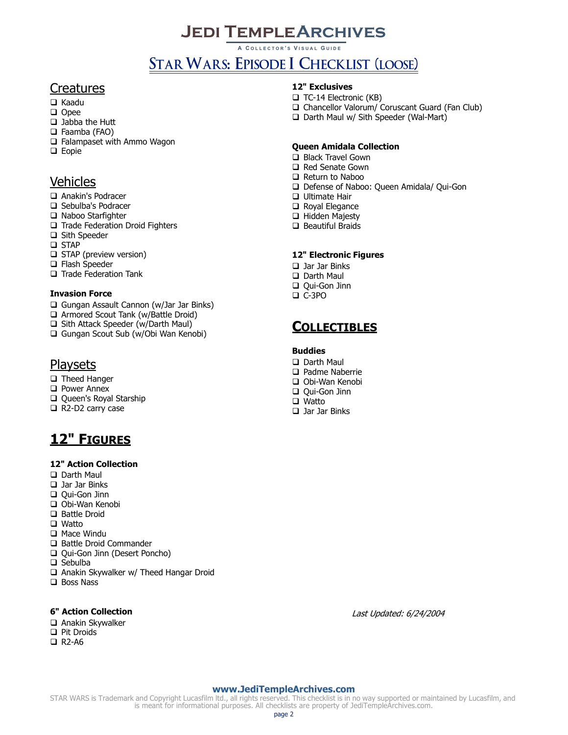# Jedi Temple Archives

A Collector's Visual Guide

## Star Wars: Episode I Checklist (loose)

## Creatures

- ☐ Kaadu
- ☐ Opee
- ☐ Jabba the Hutt
- ☐ Faamba (FAO)
- ☐ Falampaset with Ammo Wagon
- ☐ Eopie

## Vehicles

- ☐ Anakin's Podracer
- ☐ Sebulba's Podracer
- ☐ Naboo Starfighter
- ☐ Trade Federation Droid Fighters
- ☐ Sith Speeder
- ☐ STAP
- ☐ STAP (preview version)
- ☐ Flash Speeder
- ☐ Trade Federation Tank

### Invasion Force

- ☐ Gungan Assault Cannon (w/Jar Jar Binks)
- ☐ Armored Scout Tank (w/Battle Droid)
- ☐ Sith Attack Speeder (w/Darth Maul)
- ☐ Gungan Scout Sub (w/Obi Wan Kenobi)

## Playsets

- ☐ Theed Hanger
- ☐ Power Annex
- ☐ Queen's Royal Starship
- ☐ R2-D2 carry case

## 12" Figures

### 12" Action Collection

- ☐ Darth Maul
- ☐ Jar Jar Binks
- ☐ Qui-Gon Jinn
- ☐ Obi-Wan Kenobi
- ☐ Battle Droid
- ☐ Watto
- ☐ Mace Windu
- ☐ Battle Droid Commander
- ☐ Qui-Gon Jinn (Desert Poncho)
- ☐ Sebulba
- ☐ Anakin Skywalker w/ Theed Hangar Droid
- ☐ Boss Nass

### 6" Action Collection

- ☐ Anakin Skywalker
- ☐ Pit Droids
- ☐ R2-A6

### 12" Exclusives

- ☐ TC-14 Electronic (KB)
- ☐ Chancellor Valorum/ Coruscant Guard (Fan Club)
- ☐ Darth Maul w/ Sith Speeder (Wal-Mart)

### Queen Amidala Collection

- ☐ Black Travel Gown
- ☐ Red Senate Gown
- ☐ Return to Naboo
- ☐ Defense of Naboo: Queen Amidala/ Qui-Gon
- ☐ Ultimate Hair
- ☐ Royal Elegance
- ☐ Hidden Majesty
- ☐ Beautiful Braids

### 12" Electronic Figures

- ☐ Jar Jar Binks
- ☐ Darth Maul
- ☐ Qui-Gon Jinn
- ☐ C-3PO

## Collectibles

### Buddies

- ☐ Darth Maul
- ☐ Padme Naberrie
- ☐ Obi-Wan Kenobi
- ☐ Qui-Gon Jinn
- ☐ Watto
- ☐ Jar Jar Binks

*Last Updated: 6/24/2004*

www.JediTempleArchives.com

STAR WARS is Trademark and Copyright Lucasfilm ltd., all rights reserved. This checklist is in no way supported or maintained by Lucasfilm, and is meant for informational purposes. All checklists are property of JediTempleArchives.com.